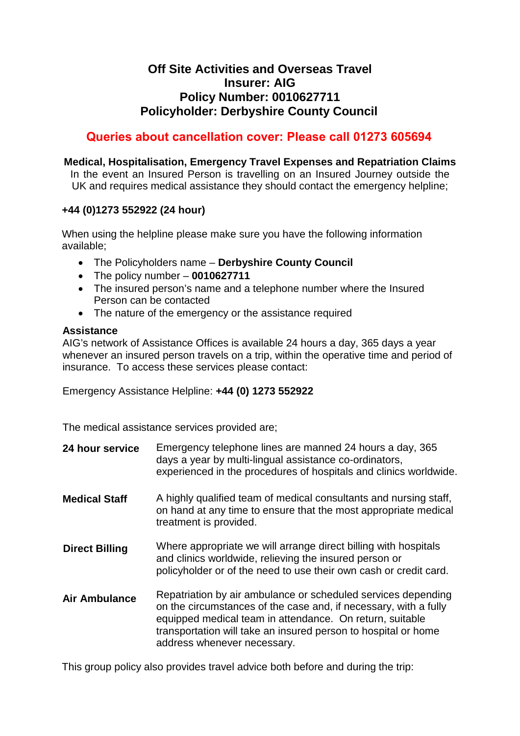# Off Site Activities and Overseas Travel
# Insurer: AIG
# Policy Number: 0010627711
# Policyholder: Derbyshire County Council

## Queries about cancellation cover: Please call 01273 605694

**Medical, Hospitalisation, Emergency Travel Expenses and Repatriation Claims**

In the event an Insured Person is travelling on an Insured Journey outside the UK and requires medical assistance they should contact the emergency helpline;

**+44 (0)1273 552922 (24 hour)**

When using the helpline please make sure you have the following information available;

- The Policyholders name – **Derbyshire County Council**
- The policy number – **0010627711**
- The insured person's name and a telephone number where the Insured Person can be contacted
- The nature of the emergency or the assistance required

**Assistance**

AIG's network of Assistance Offices is available 24 hours a day, 365 days a year whenever an insured person travels on a trip, within the operative time and period of insurance. To access these services please contact:

Emergency Assistance Helpline: **+44 (0) 1273 552922**

The medical assistance services provided are;

**24 hour service** Emergency telephone lines are manned 24 hours a day, 365 days a year by multi-lingual assistance co-ordinators, experienced in the procedures of hospitals and clinics worldwide.

**Medical Staff** A highly qualified team of medical consultants and nursing staff, on hand at any time to ensure that the most appropriate medical treatment is provided.

**Direct Billing** Where appropriate we will arrange direct billing with hospitals and clinics worldwide, relieving the insured person or policyholder or of the need to use their own cash or credit card.

**Air Ambulance** Repatriation by air ambulance or scheduled services depending on the circumstances of the case and, if necessary, with a fully equipped medical team in attendance. On return, suitable transportation will take an insured person to hospital or home address whenever necessary.

This group policy also provides travel advice both before and during the trip: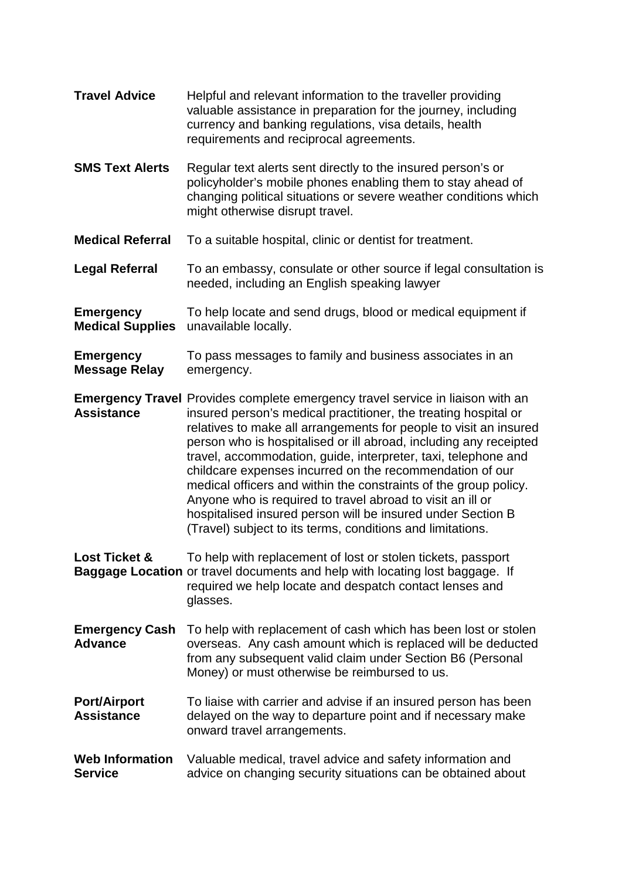**Travel Advice** Helpful and relevant information to the traveller providing valuable assistance in preparation for the journey, including currency and banking regulations, visa details, health requirements and reciprocal agreements.

**SMS Text Alerts** Regular text alerts sent directly to the insured person's or policyholder's mobile phones enabling them to stay ahead of changing political situations or severe weather conditions which might otherwise disrupt travel.

**Medical Referral** To a suitable hospital, clinic or dentist for treatment.

**Legal Referral** To an embassy, consulate or other source if legal consultation is needed, including an English speaking lawyer

**Emergency Medical Supplies** To help locate and send drugs, blood or medical equipment if unavailable locally.

**Emergency Message Relay** To pass messages to family and business associates in an emergency.

**Emergency Travel Assistance** Provides complete emergency travel service in liaison with an insured person's medical practitioner, the treating hospital or relatives to make all arrangements for people to visit an insured person who is hospitalised or ill abroad, including any receipted travel, accommodation, guide, interpreter, taxi, telephone and childcare expenses incurred on the recommendation of our medical officers and within the constraints of the group policy. Anyone who is required to travel abroad to visit an ill or hospitalised insured person will be insured under Section B (Travel) subject to its terms, conditions and limitations.

**Lost Ticket & Baggage Location** To help with replacement of lost or stolen tickets, passport or travel documents and help with locating lost baggage. If required we help locate and despatch contact lenses and glasses.

**Emergency Cash Advance** To help with replacement of cash which has been lost or stolen overseas. Any cash amount which is replaced will be deducted from any subsequent valid claim under Section B6 (Personal Money) or must otherwise be reimbursed to us.

**Port/Airport Assistance** To liaise with carrier and advise if an insured person has been delayed on the way to departure point and if necessary make onward travel arrangements.

**Web Information Service** Valuable medical, travel advice and safety information and advice on changing security situations can be obtained about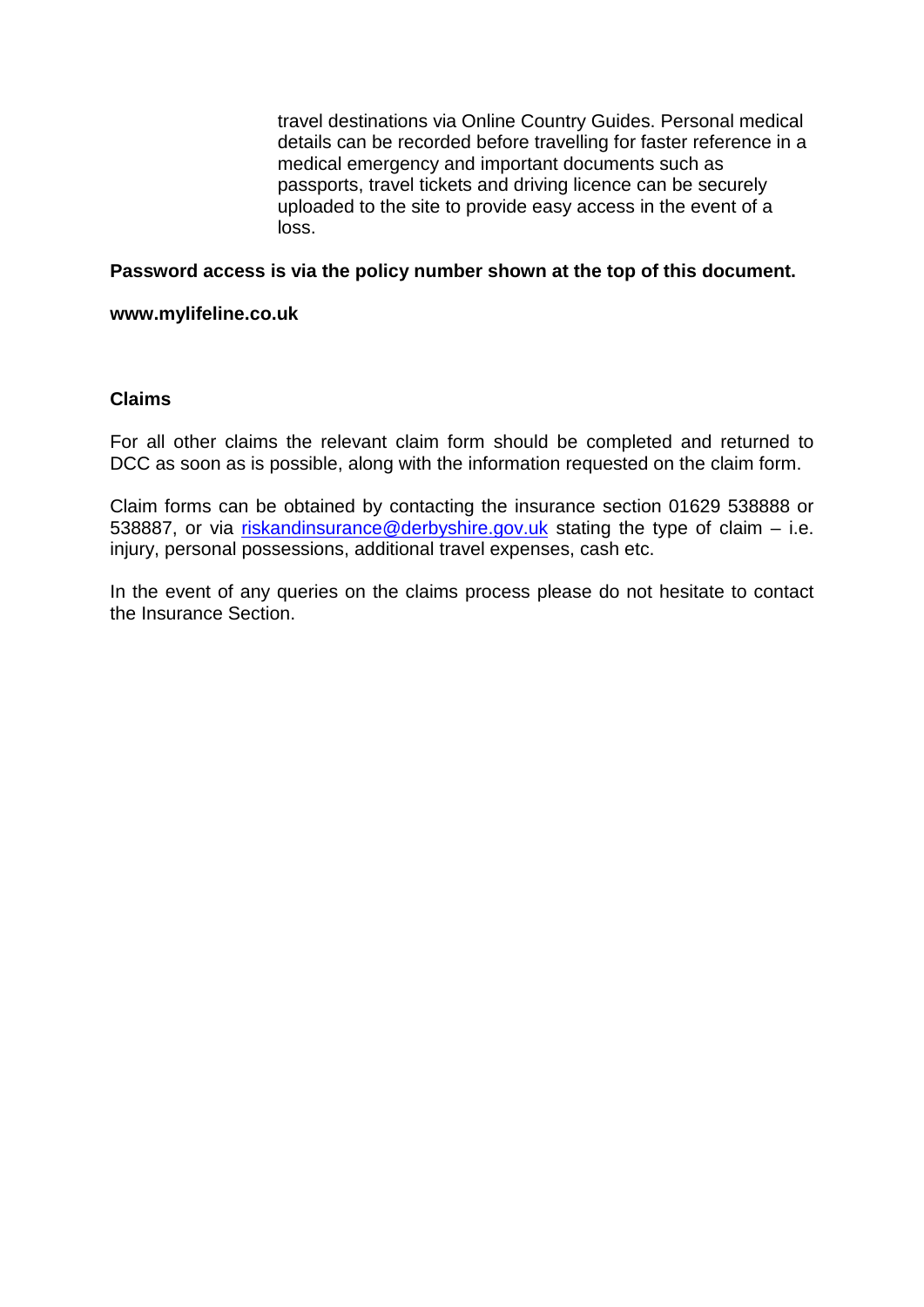travel destinations via Online Country Guides. Personal medical details can be recorded before travelling for faster reference in a medical emergency and important documents such as passports, travel tickets and driving licence can be securely uploaded to the site to provide easy access in the event of a loss.

**Password access is via the policy number shown at the top of this document.**

**www.mylifeline.co.uk**

## Claims

For all other claims the relevant claim form should be completed and returned to DCC as soon as is possible, along with the information requested on the claim form.

Claim forms can be obtained by contacting the insurance section 01629 538888 or 538887, or via riskandinsurance@derbyshire.gov.uk stating the type of claim – i.e. injury, personal possessions, additional travel expenses, cash etc.

In the event of any queries on the claims process please do not hesitate to contact the Insurance Section.